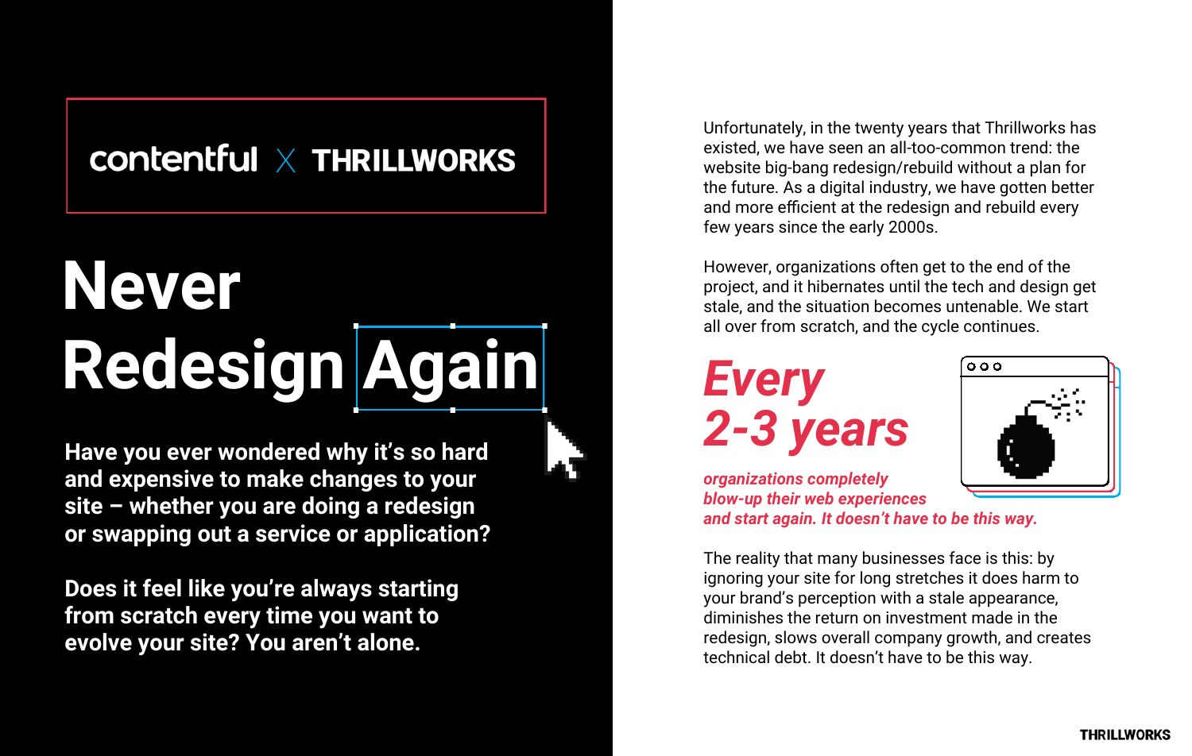contentful X THRILLWORKS

# Never Redesign Again

**Have you ever wondered why it's so hard and expensive to make changes to your site – whether you are doing a redesign or swapping out a service or application?**

**Does it feel like you're always starting from scratch every time you want to evolve your site? You aren't alone.**

Unfortunately, in the twenty years that Thrillworks has existed, we have seen an all-too-common trend: the website big-bang redesign/rebuild without a plan for the future. As a digital industry, we have gotten better and more efficient at the redesign and rebuild every few years since the early 2000s.

However, organizations often get to the end of the project, and it hibernates until the tech and design get stale, and the situation becomes untenable. We start all over from scratch, and the cycle continues.

***Every 2-3 years***

***organizations completely blow-up their web experiences and start again. It doesn't have to be this way.***

The reality that many businesses face is this: by ignoring your site for long stretches it does harm to your brand's perception with a stale appearance, diminishes the return on investment made in the redesign, slows overall company growth, and creates technical debt. It doesn't have to be this way.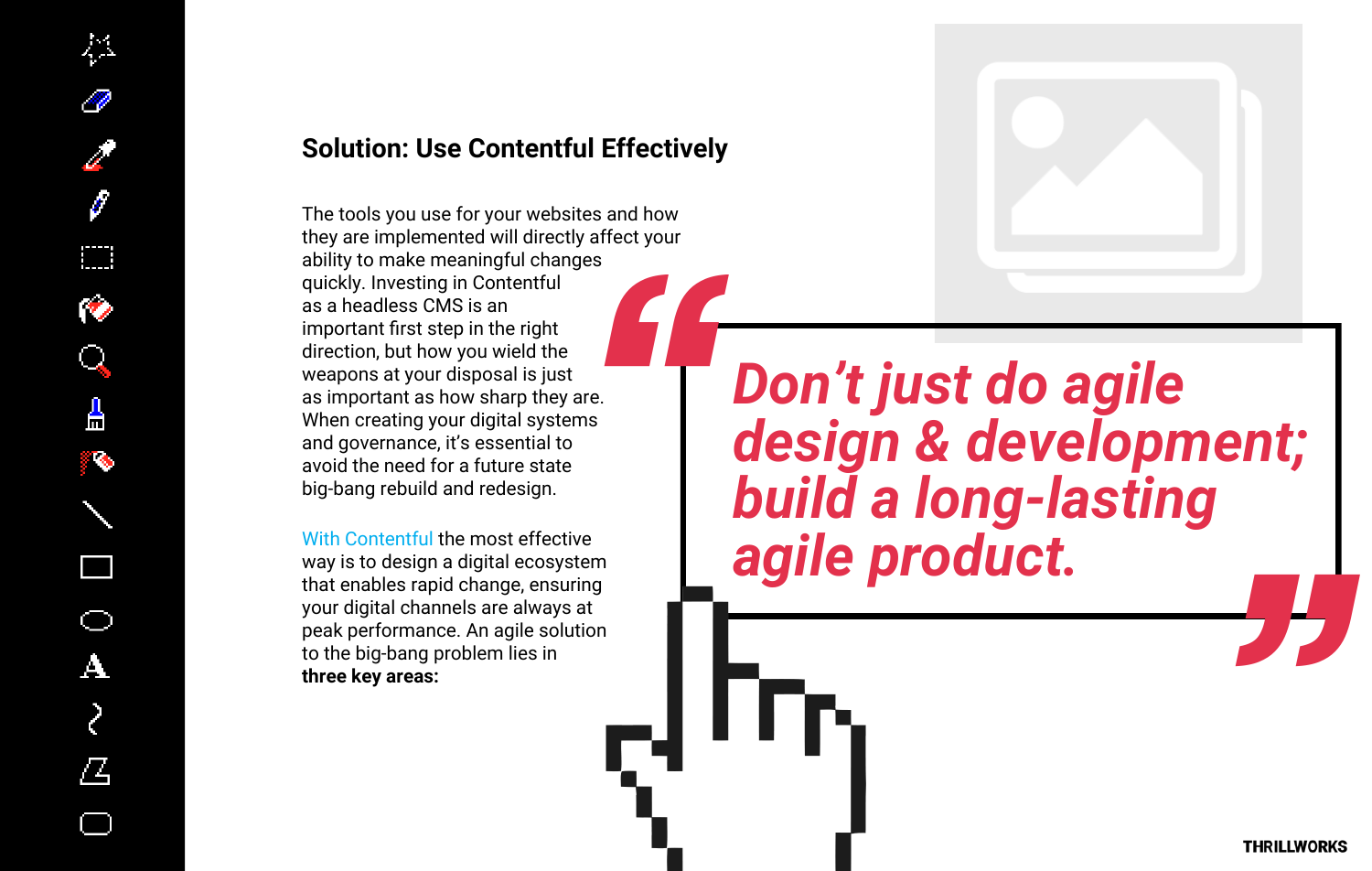## Solution: Use Contentful Effectively

The tools you use for your websites and how they are implemented will directly affect your ability to make meaningful changes quickly. Investing in Contentful as a headless CMS is an important first step in the right direction, but how you wield the weapons at your disposal is just as important as how sharp they are. When creating your digital systems and governance, it's essential to avoid the need for a future state big-bang rebuild and redesign.

With Contentful the most effective way is to design a digital ecosystem that enables rapid change, ensuring your digital channels are always at peak performance. An agile solution to the big-bang problem lies in **three key areas:**

> ***"Don't just do agile design & development; build a long-lasting agile product."***

THRILLWORKS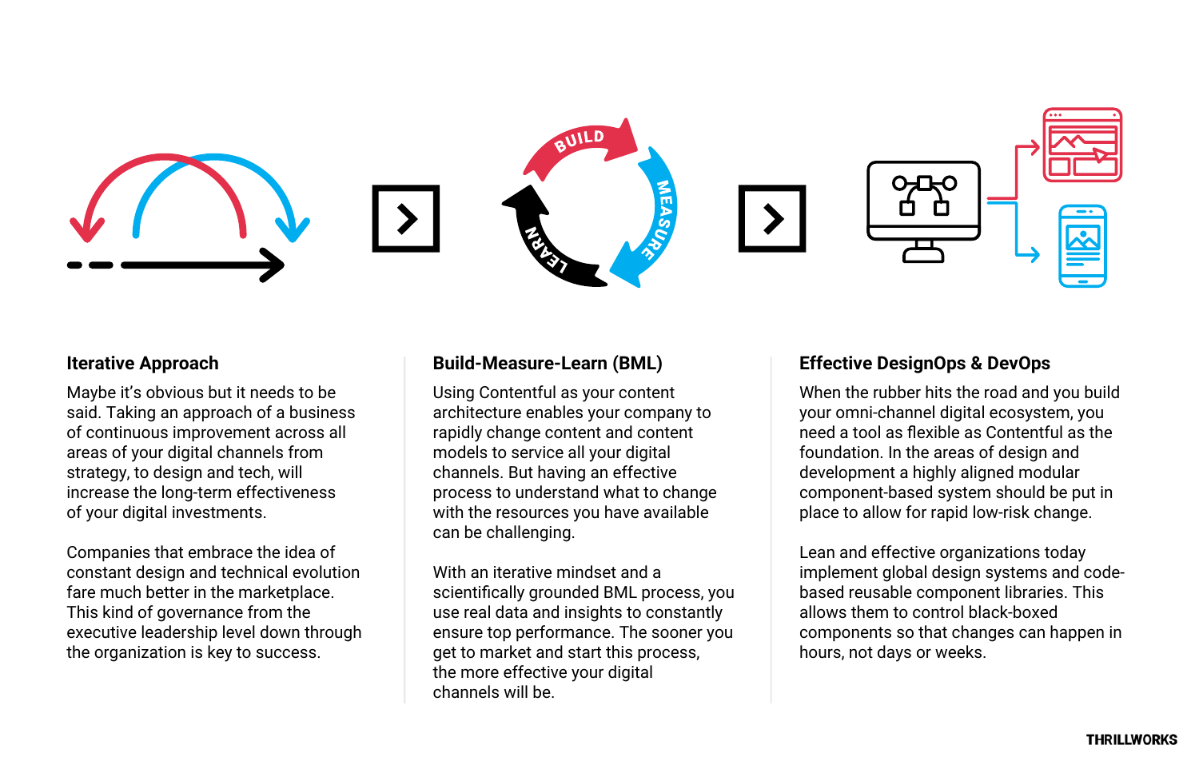### Iterative Approach

Maybe it's obvious but it needs to be said. Taking an approach of a business of continuous improvement across all areas of your digital channels from strategy, to design and tech, will increase the long-term effectiveness of your digital investments.

Companies that embrace the idea of constant design and technical evolution fare much better in the marketplace. This kind of governance from the executive leadership level down through the organization is key to success.

### Build-Measure-Learn (BML)

Using Contentful as your content architecture enables your company to rapidly change content and content models to service all your digital channels. But having an effective process to understand what to change with the resources you have available can be challenging.

With an iterative mindset and a scientifically grounded BML process, you use real data and insights to constantly ensure top performance. The sooner you get to market and start this process, the more effective your digital channels will be.

### Effective DesignOps & DevOps

When the rubber hits the road and you build your omni-channel digital ecosystem, you need a tool as flexible as Contentful as the foundation. In the areas of design and development a highly aligned modular component-based system should be put in place to allow for rapid low-risk change.

Lean and effective organizations today implement global design systems and code-based reusable component libraries. This allows them to control black-boxed components so that changes can happen in hours, not days or weeks.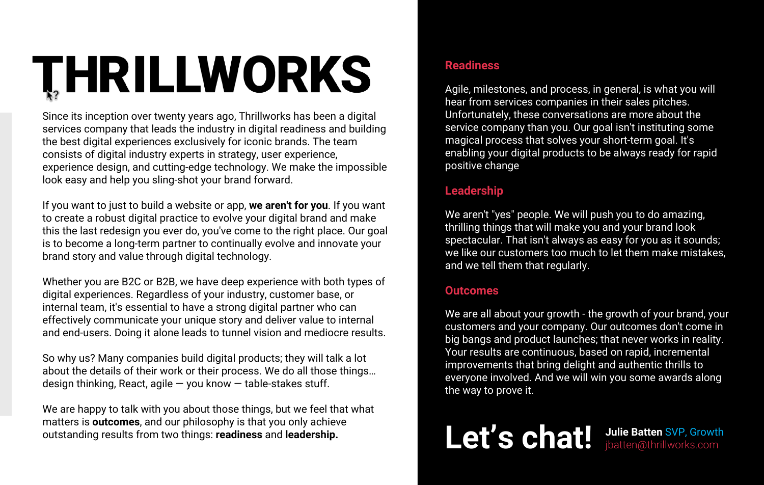# THRILLWORKS

Since its inception over twenty years ago, Thrillworks has been a digital services company that leads the industry in digital readiness and building the best digital experiences exclusively for iconic brands. The team consists of digital industry experts in strategy, user experience, experience design, and cutting-edge technology. We make the impossible look easy and help you sling-shot your brand forward.

If you want to just to build a website or app, **we aren't for you**. If you want to create a robust digital practice to evolve your digital brand and make this the last redesign you ever do, you've come to the right place. Our goal is to become a long-term partner to continually evolve and innovate your brand story and value through digital technology.

Whether you are B2C or B2B, we have deep experience with both types of digital experiences. Regardless of your industry, customer base, or internal team, it's essential to have a strong digital partner who can effectively communicate your unique story and deliver value to internal and end-users. Doing it alone leads to tunnel vision and mediocre results.

So why us? Many companies build digital products; they will talk a lot about the details of their work or their process. We do all those things… design thinking, React, agile — you know — table-stakes stuff.

We are happy to talk with you about those things, but we feel that what matters is **outcomes**, and our philosophy is that you only achieve outstanding results from two things: **readiness** and **leadership.**

## Readiness

Agile, milestones, and process, in general, is what you will hear from services companies in their sales pitches. Unfortunately, these conversations are more about the service company than you. Our goal isn't instituting some magical process that solves your short-term goal. It's enabling your digital products to be always ready for rapid positive change

## Leadership

We aren't "yes" people. We will push you to do amazing, thrilling things that will make you and your brand look spectacular. That isn't always as easy for you as it sounds; we like our customers too much to let them make mistakes, and we tell them that regularly.

## Outcomes

We are all about your growth - the growth of your brand, your customers and your company. Our outcomes don't come in big bangs and product launches; that never works in reality. Your results are continuous, based on rapid, incremental improvements that bring delight and authentic thrills to everyone involved. And we will win you some awards along the way to prove it.

# Let's chat!

**Julie Batten** SVP, Growth
jbatten@thrillworks.com